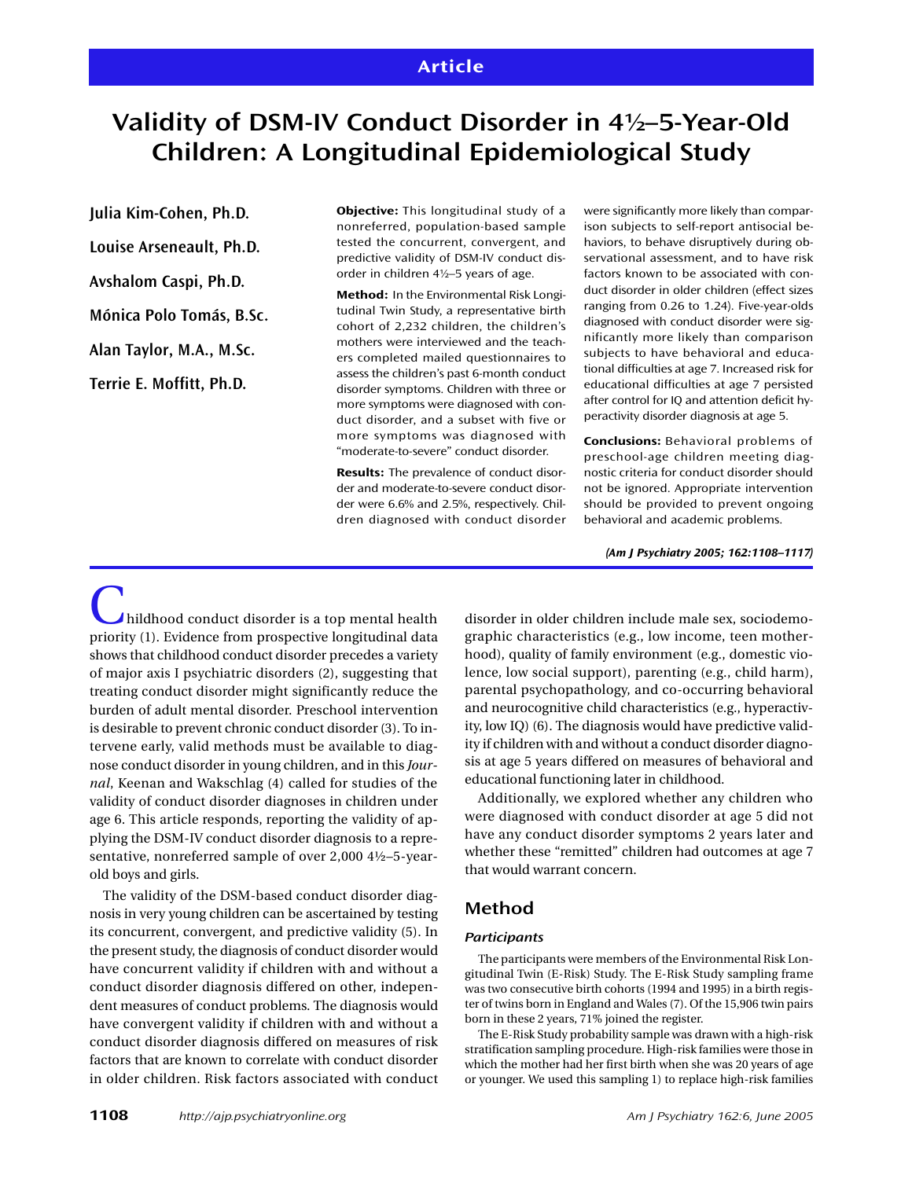Article

# Validity of DSM-IV Conduct Disorder in 4½–5-Year-Old Children: A Longitudinal Epidemiological Study

**Julia Kim-Cohen, Ph.D.**

**Louise Arseneault, Ph.D.**

**Avshalom Caspi, Ph.D.**

**Mónica Polo Tomás, B.Sc.**

**Alan Taylor, M.A., M.Sc.**

**Terrie E. Moffitt, Ph.D.**

**Objective:** This longitudinal study of a nonreferred, population-based sample tested the concurrent, convergent, and predictive validity of DSM-IV conduct disorder in children 4½–5 years of age.

**Method:** In the Environmental Risk Longitudinal Twin Study, a representative birth cohort of 2,232 children, the children's mothers were interviewed and the teachers completed mailed questionnaires to assess the children's past 6-month conduct disorder symptoms. Children with three or more symptoms were diagnosed with conduct disorder, and a subset with five or more symptoms was diagnosed with "moderate-to-severe" conduct disorder.

**Results:** The prevalence of conduct disorder and moderate-to-severe conduct disorder were 6.6% and 2.5%, respectively. Children diagnosed with conduct disorder were significantly more likely than comparison subjects to self-report antisocial behaviors, to behave disruptively during observational assessment, and to have risk factors known to be associated with conduct disorder in older children (effect sizes ranging from 0.26 to 1.24). Five-year-olds diagnosed with conduct disorder were significantly more likely than comparison subjects to have behavioral and educational difficulties at age 7. Increased risk for educational difficulties at age 7 persisted after control for IQ and attention deficit hyperactivity disorder diagnosis at age 5.

**Conclusions:** Behavioral problems of preschool-age children meeting diagnostic criteria for conduct disorder should not be ignored. Appropriate intervention should be provided to prevent ongoing behavioral and academic problems.

*(Am J Psychiatry 2005; 162:1108–1117)*

Childhood conduct disorder is a top mental health priority (1). Evidence from prospective longitudinal data shows that childhood conduct disorder precedes a variety of major axis I psychiatric disorders (2), suggesting that treating conduct disorder might significantly reduce the burden of adult mental disorder. Preschool intervention is desirable to prevent chronic conduct disorder (3). To intervene early, valid methods must be available to diagnose conduct disorder in young children, and in this *Journal*, Keenan and Wakschlag (4) called for studies of the validity of conduct disorder diagnoses in children under age 6. This article responds, reporting the validity of applying the DSM-IV conduct disorder diagnosis to a representative, nonreferred sample of over 2,000 4½–5-year-old boys and girls.

The validity of the DSM-based conduct disorder diagnosis in very young children can be ascertained by testing its concurrent, convergent, and predictive validity (5). In the present study, the diagnosis of conduct disorder would have concurrent validity if children with and without a conduct disorder diagnosis differed on other, independent measures of conduct problems. The diagnosis would have convergent validity if children with and without a conduct disorder diagnosis differed on measures of risk factors that are known to correlate with conduct disorder in older children. Risk factors associated with conduct disorder in older children include male sex, sociodemographic characteristics (e.g., low income, teen motherhood), quality of family environment (e.g., domestic violence, low social support), parenting (e.g., child harm), parental psychopathology, and co-occurring behavioral and neurocognitive child characteristics (e.g., hyperactivity, low IQ) (6). The diagnosis would have predictive validity if children with and without a conduct disorder diagnosis at age 5 years differed on measures of behavioral and educational functioning later in childhood.

Additionally, we explored whether any children who were diagnosed with conduct disorder at age 5 did not have any conduct disorder symptoms 2 years later and whether these "remitted" children had outcomes at age 7 that would warrant concern.

## Method

### Participants

The participants were members of the Environmental Risk Longitudinal Twin (E-Risk) Study. The E-Risk Study sampling frame was two consecutive birth cohorts (1994 and 1995) in a birth register of twins born in England and Wales (7). Of the 15,906 twin pairs born in these 2 years, 71% joined the register.

The E-Risk Study probability sample was drawn with a high-risk stratification sampling procedure. High-risk families were those in which the mother had her first birth when she was 20 years of age or younger. We used this sampling 1) to replace high-risk families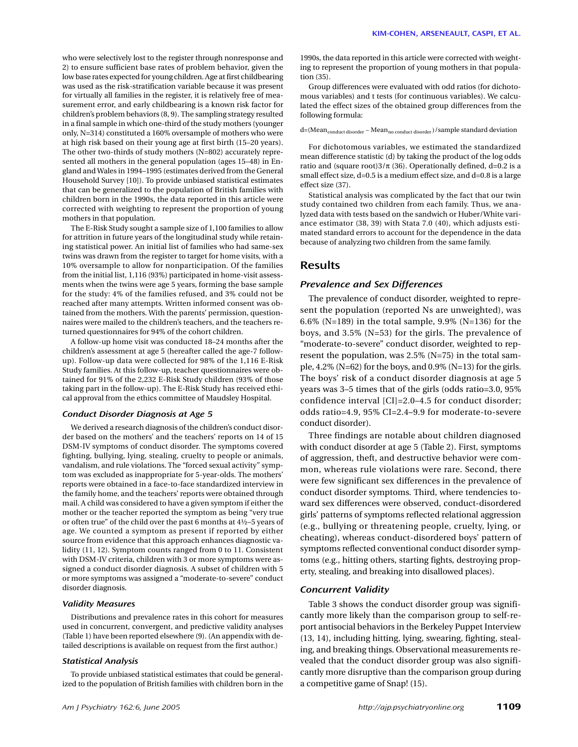who were selectively lost to the register through nonresponse and 2) to ensure sufficient base rates of problem behavior, given the low base rates expected for young children. Age at first childbearing was used as the risk-stratification variable because it was present for virtually all families in the register, it is relatively free of measurement error, and early childbearing is a known risk factor for children's problem behaviors (8, 9). The sampling strategy resulted in a final sample in which one-third of the study mothers (younger only, N=314) constituted a 160% oversample of mothers who were at high risk based on their young age at first birth (15–20 years). The other two-thirds of study mothers (N=802) accurately represented all mothers in the general population (ages 15–48) in England and Wales in 1994–1995 (estimates derived from the General Household Survey [10]). To provide unbiased statistical estimates that can be generalized to the population of British families with children born in the 1990s, the data reported in this article were corrected with weighting to represent the proportion of young mothers in that population.

The E-Risk Study sought a sample size of 1,100 families to allow for attrition in future years of the longitudinal study while retaining statistical power. An initial list of families who had same-sex twins was drawn from the register to target for home visits, with a 10% oversample to allow for nonparticipation. Of the families from the initial list, 1,116 (93%) participated in home-visit assessments when the twins were age 5 years, forming the base sample for the study: 4% of the families refused, and 3% could not be reached after many attempts. Written informed consent was obtained from the mothers. With the parents' permission, questionnaires were mailed to the children's teachers, and the teachers returned questionnaires for 94% of the cohort children.

A follow-up home visit was conducted 18–24 months after the children's assessment at age 5 (hereafter called the age-7 follow-up). Follow-up data were collected for 98% of the 1,116 E-Risk Study families. At this follow-up, teacher questionnaires were obtained for 91% of the 2,232 E-Risk Study children (93% of those taking part in the follow-up). The E-Risk Study has received ethical approval from the ethics committee of Maudsley Hospital.

### *Conduct Disorder Diagnosis at Age 5*

We derived a research diagnosis of the children's conduct disorder based on the mothers' and the teachers' reports on 14 of 15 DSM-IV symptoms of conduct disorder. The symptoms covered fighting, bullying, lying, stealing, cruelty to people or animals, vandalism, and rule violations. The "forced sexual activity" symptom was excluded as inappropriate for 5-year-olds. The mothers' reports were obtained in a face-to-face standardized interview in the family home, and the teachers' reports were obtained through mail. A child was considered to have a given symptom if either the mother or the teacher reported the symptom as being "very true or often true" of the child over the past 6 months at 4½–5 years of age. We counted a symptom as present if reported by either source from evidence that this approach enhances diagnostic validity (11, 12). Symptom counts ranged from 0 to 11. Consistent with DSM-IV criteria, children with 3 or more symptoms were assigned a conduct disorder diagnosis. A subset of children with 5 or more symptoms was assigned a "moderate-to-severe" conduct disorder diagnosis.

### *Validity Measures*

Distributions and prevalence rates in this cohort for measures used in concurrent, convergent, and predictive validity analyses (Table 1) have been reported elsewhere (9). (An appendix with detailed descriptions is available on request from the first author.)

### *Statistical Analysis*

To provide unbiased statistical estimates that could be generalized to the population of British families with children born in the 1990s, the data reported in this article were corrected with weighting to represent the proportion of young mothers in that population (35).

Group differences were evaluated with odd ratios (for dichotomous variables) and t tests (for continuous variables). We calculated the effect sizes of the obtained group differences from the following formula:

$$d = (\text{Mean}_{\text{conduct disorder}} - \text{Mean}_{\text{no conduct disorder}}) / \text{sample standard deviation}$$

For dichotomous variables, we estimated the standardized mean difference statistic (d) by taking the product of the log odds ratio and (square root)3/π (36). Operationally defined, d=0.2 is a small effect size, d=0.5 is a medium effect size, and d=0.8 is a large effect size (37).

Statistical analysis was complicated by the fact that our twin study contained two children from each family. Thus, we analyzed data with tests based on the sandwich or Huber/White variance estimator (38, 39) with Stata 7.0 (40), which adjusts estimated standard errors to account for the dependence in the data because of analyzing two children from the same family.

## Results

### *Prevalence and Sex Differences*

The prevalence of conduct disorder, weighted to represent the population (reported Ns are unweighted), was 6.6% (N=189) in the total sample, 9.9% (N=136) for the boys, and 3.5% (N=53) for the girls. The prevalence of "moderate-to-severe" conduct disorder, weighted to represent the population, was 2.5% (N=75) in the total sample, 4.2% (N=62) for the boys, and 0.9% (N=13) for the girls. The boys' risk of a conduct disorder diagnosis at age 5 years was 3–5 times that of the girls (odds ratio=3.0, 95% confidence interval [CI]=2.0–4.5 for conduct disorder; odds ratio=4.9, 95% CI=2.4–9.9 for moderate-to-severe conduct disorder).

Three findings are notable about children diagnosed with conduct disorder at age 5 (Table 2). First, symptoms of aggression, theft, and destructive behavior were common, whereas rule violations were rare. Second, there were few significant sex differences in the prevalence of conduct disorder symptoms. Third, where tendencies toward sex differences were observed, conduct-disordered girls' patterns of symptoms reflected relational aggression (e.g., bullying or threatening people, cruelty, lying, or cheating), whereas conduct-disordered boys' pattern of symptoms reflected conventional conduct disorder symptoms (e.g., hitting others, starting fights, destroying property, stealing, and breaking into disallowed places).

### *Concurrent Validity*

Table 3 shows the conduct disorder group was significantly more likely than the comparison group to self-report antisocial behaviors in the Berkeley Puppet Interview (13, 14), including hitting, lying, swearing, fighting, stealing, and breaking things. Observational measurements revealed that the conduct disorder group was also significantly more disruptive than the comparison group during a competitive game of Snap! (15).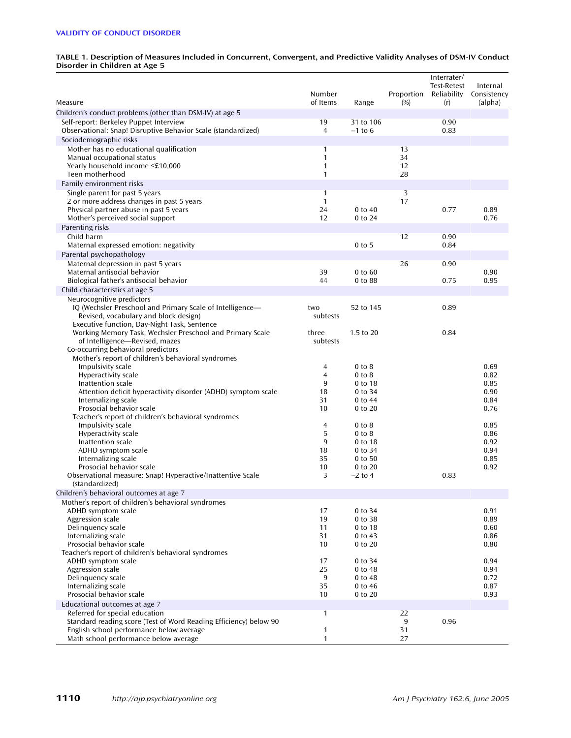**TABLE 1. Description of Measures Included in Concurrent, Convergent, and Predictive Validity Analyses of DSM-IV Conduct Disorder in Children at Age 5**

| Measure | Number of Items | Range | Proportion (%) | Interrater/ Test-Retest Reliability (r) | Internal Consistency (alpha) |
|---|---|---|---|---|---|
| **Children's conduct problems (other than DSM-IV) at age 5** | | | | | |
| Self-report: Berkeley Puppet Interview | 19 | 31 to 106 | | 0.90 | |
| Observational: Snap! Disruptive Behavior Scale (standardized) | 4 | –1 to 6 | | 0.83 | |
| **Sociodemographic risks** | | | | | |
| Mother has no educational qualification | 1 | | 13 | | |
| Manual occupational status | 1 | | 34 | | |
| Yearly household income ≤£10,000 | 1 | | 12 | | |
| Teen motherhood | 1 | | 28 | | |
| **Family environment risks** | | | | | |
| Single parent for past 5 years | 1 | | 3 | | |
| 2 or more address changes in past 5 years | 1 | | 17 | | |
| Physical partner abuse in past 5 years | 24 | 0 to 40 | | 0.77 | 0.89 |
| Mother's perceived social support | 12 | 0 to 24 | | | 0.76 |
| **Parenting risks** | | | | | |
| Child harm | | | 12 | 0.90 | |
| Maternal expressed emotion: negativity | | 0 to 5 | | 0.84 | |
| **Parental psychopathology** | | | | | |
| Maternal depression in past 5 years | | | 26 | 0.90 | |
| Maternal antisocial behavior | 39 | 0 to 60 | | | 0.90 |
| Biological father's antisocial behavior | 44 | 0 to 88 | | 0.75 | 0.95 |
| **Child characteristics at age 5** | | | | | |
| Neurocognitive predictors | | | | | |
| IQ (Wechsler Preschool and Primary Scale of Intelligence—Revised, vocabulary and block design) | two subtests | 52 to 145 | | 0.89 | |
| Executive function, Day-Night Task, Sentence Working Memory Task, Wechsler Preschool and Primary Scale of Intelligence—Revised, mazes | three subtests | 1.5 to 20 | | 0.84 | |
| Co-occurring behavioral predictors | | | | | |
| Mother's report of children's behavioral syndromes | | | | | |
| Impulsivity scale | 4 | 0 to 8 | | | 0.69 |
| Hyperactivity scale | 4 | 0 to 8 | | | 0.82 |
| Inattention scale | 9 | 0 to 18 | | | 0.85 |
| Attention deficit hyperactivity disorder (ADHD) symptom scale | 18 | 0 to 34 | | | 0.90 |
| Internalizing scale | 31 | 0 to 44 | | | 0.84 |
| Prosocial behavior scale | 10 | 0 to 20 | | | 0.76 |
| Teacher's report of children's behavioral syndromes | | | | | |
| Impulsivity scale | 4 | 0 to 8 | | | 0.85 |
| Hyperactivity scale | 5 | 0 to 8 | | | 0.86 |
| Inattention scale | 9 | 0 to 18 | | | 0.92 |
| ADHD symptom scale | 18 | 0 to 34 | | | 0.94 |
| Internalizing scale | 35 | 0 to 50 | | | 0.85 |
| Prosocial behavior scale | 10 | 0 to 20 | | | 0.92 |
| Observational measure: Snap! Hyperactive/Inattentive Scale (standardized) | 3 | –2 to 4 | | 0.83 | |
| **Children's behavioral outcomes at age 7** | | | | | |
| Mother's report of children's behavioral syndromes | | | | | |
| ADHD symptom scale | 17 | 0 to 34 | | | 0.91 |
| Aggression scale | 19 | 0 to 38 | | | 0.89 |
| Delinquency scale | 11 | 0 to 18 | | | 0.60 |
| Internalizing scale | 31 | 0 to 43 | | | 0.86 |
| Prosocial behavior scale | 10 | 0 to 20 | | | 0.80 |
| Teacher's report of children's behavioral syndromes | | | | | |
| ADHD symptom scale | 17 | 0 to 34 | | | 0.94 |
| Aggression scale | 25 | 0 to 48 | | | 0.94 |
| Delinquency scale | 9 | 0 to 48 | | | 0.72 |
| Internalizing scale | 35 | 0 to 46 | | | 0.87 |
| Prosocial behavior scale | 10 | 0 to 20 | | | 0.93 |
| **Educational outcomes at age 7** | | | | | |
| Referred for special education | 1 | | 22 | | |
| Standard reading score (Test of Word Reading Efficiency) below 90 | | | 9 | 0.96 | |
| English school performance below average | 1 | | 31 | | |
| Math school performance below average | 1 | | 27 | | |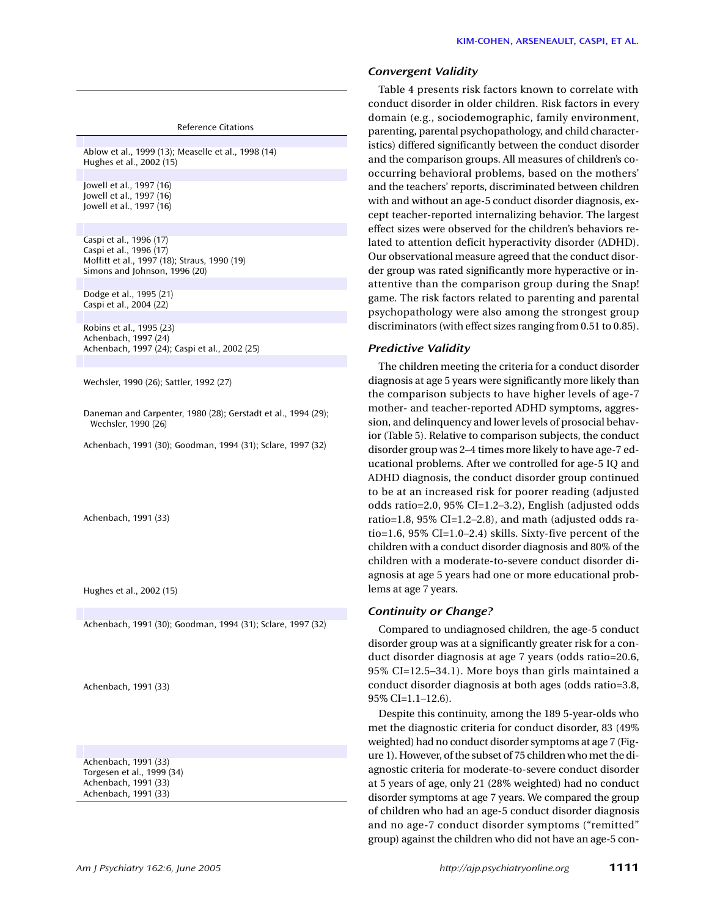| Reference Citations |
|---|
| |
| Ablow et al., 1999 (13); Measelle et al., 1998 (14) |
| Hughes et al., 2002 (15) |
| |
| Jowell et al., 1997 (16) |
| Jowell et al., 1997 (16) |
| Jowell et al., 1997 (16) |
| |
| Caspi et al., 1996 (17) |
| Caspi et al., 1996 (17) |
| Moffitt et al., 1997 (18); Straus, 1990 (19) |
| Simons and Johnson, 1996 (20) |
| |
| Dodge et al., 1995 (21) |
| Caspi et al., 2004 (22) |
| |
| Robins et al., 1995 (23) |
| Achenbach, 1997 (24) |
| Achenbach, 1997 (24); Caspi et al., 2002 (25) |
| |
| Wechsler, 1990 (26); Sattler, 1992 (27) |
| Daneman and Carpenter, 1980 (28); Gerstadt et al., 1994 (29); Wechsler, 1990 (26) |
| Achenbach, 1991 (30); Goodman, 1994 (31); Sclare, 1997 (32) |
| Achenbach, 1991 (33) |
| Hughes et al., 2002 (15) |
| |
| Achenbach, 1991 (30); Goodman, 1994 (31); Sclare, 1997 (32) |
| Achenbach, 1991 (33) |
| |
| Achenbach, 1991 (33) |
| Torgesen et al., 1999 (34) |
| Achenbach, 1991 (33) |
| Achenbach, 1991 (33) |

### Convergent Validity

Table 4 presents risk factors known to correlate with conduct disorder in older children. Risk factors in every domain (e.g., sociodemographic, family environment, parenting, parental psychopathology, and child characteristics) differed significantly between the conduct disorder and the comparison groups. All measures of children's co-occurring behavioral problems, based on the mothers' and the teachers' reports, discriminated between children with and without an age-5 conduct disorder diagnosis, except teacher-reported internalizing behavior. The largest effect sizes were observed for the children's behaviors related to attention deficit hyperactivity disorder (ADHD). Our observational measure agreed that the conduct disorder group was rated significantly more hyperactive or inattentive than the comparison group during the Snap! game. The risk factors related to parenting and parental psychopathology were also among the strongest group discriminators (with effect sizes ranging from 0.51 to 0.85).

### Predictive Validity

The children meeting the criteria for a conduct disorder diagnosis at age 5 years were significantly more likely than the comparison subjects to have higher levels of age-7 mother- and teacher-reported ADHD symptoms, aggression, and delinquency and lower levels of prosocial behavior (Table 5). Relative to comparison subjects, the conduct disorder group was 2–4 times more likely to have age-7 educational problems. After we controlled for age-5 IQ and ADHD diagnosis, the conduct disorder group continued to be at an increased risk for poorer reading (adjusted odds ratio=2.0, 95% CI=1.2–3.2), English (adjusted odds ratio=1.8, 95% CI=1.2–2.8), and math (adjusted odds ratio=1.6, 95% CI=1.0–2.4) skills. Sixty-five percent of the children with a conduct disorder diagnosis and 80% of the children with a moderate-to-severe conduct disorder diagnosis at age 5 years had one or more educational problems at age 7 years.

### Continuity or Change?

Compared to undiagnosed children, the age-5 conduct disorder group was at a significantly greater risk for a conduct disorder diagnosis at age 7 years (odds ratio=20.6, 95% CI=12.5–34.1). More boys than girls maintained a conduct disorder diagnosis at both ages (odds ratio=3.8, 95% CI=1.1–12.6).

Despite this continuity, among the 189 5-year-olds who met the diagnostic criteria for conduct disorder, 83 (49% weighted) had no conduct disorder symptoms at age 7 (Figure 1). However, of the subset of 75 children who met the diagnostic criteria for moderate-to-severe conduct disorder at 5 years of age, only 21 (28% weighted) had no conduct disorder symptoms at age 7 years. We compared the group of children who had an age-5 conduct disorder diagnosis and no age-7 conduct disorder symptoms ("remitted" group) against the children who did not have an age-5 con-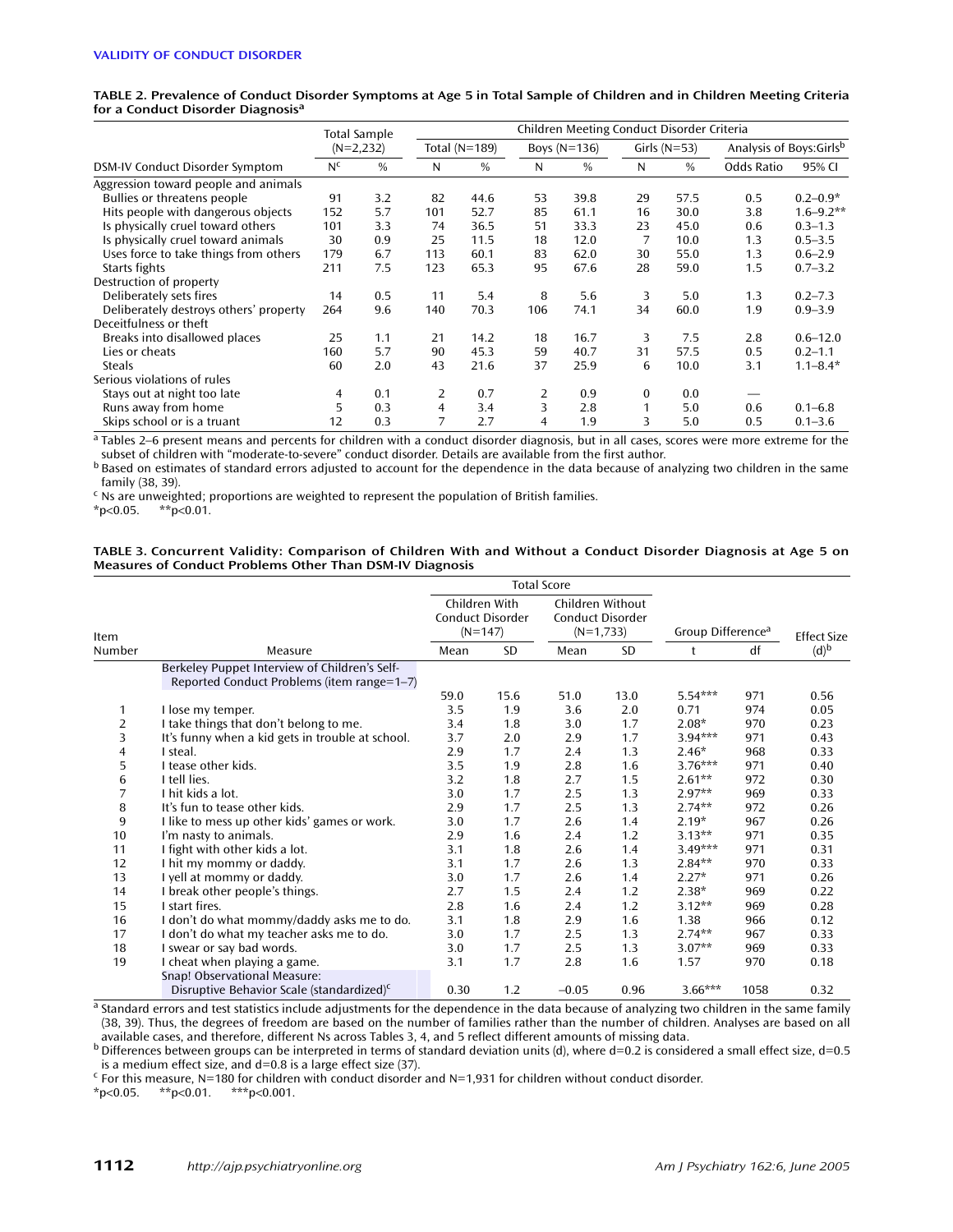**TABLE 2. Prevalence of Conduct Disorder Symptoms at Age 5 in Total Sample of Children and in Children Meeting Criteria for a Conduct Disorder Diagnosis[a]**

| DSM-IV Conduct Disorder Symptom | Total Sample (N=2,232) | | Children Meeting Conduct Disorder Criteria | | | | | | | |
|---|---|---|---|---|---|---|---|---|---|---|
| | | | Total (N=189) | | Boys (N=136) | | Girls (N=53) | | Analysis of Boys:Girls[b] | |
| | N[c] | % | N | % | N | % | N | % | Odds Ratio | 95% CI |
| Aggression toward people and animals | | | | | | | | | | |
| Bullies or threatens people | 91 | 3.2 | 82 | 44.6 | 53 | 39.8 | 29 | 57.5 | 0.5 | 0.2–0.9* |
| Hits people with dangerous objects | 152 | 5.7 | 101 | 52.7 | 85 | 61.1 | 16 | 30.0 | 3.8 | 1.6–9.2** |
| Is physically cruel toward others | 101 | 3.3 | 74 | 36.5 | 51 | 33.3 | 23 | 45.0 | 0.6 | 0.3–1.3 |
| Is physically cruel toward animals | 30 | 0.9 | 25 | 11.5 | 18 | 12.0 | 7 | 10.0 | 1.3 | 0.5–3.5 |
| Uses force to take things from others | 179 | 6.7 | 113 | 60.1 | 83 | 62.0 | 30 | 55.0 | 1.3 | 0.6–2.9 |
| Starts fights | 211 | 7.5 | 123 | 65.3 | 95 | 67.6 | 28 | 59.0 | 1.5 | 0.7–3.2 |
| Destruction of property | | | | | | | | | | |
| Deliberately sets fires | 14 | 0.5 | 11 | 5.4 | 8 | 5.6 | 3 | 5.0 | 1.3 | 0.2–7.3 |
| Deliberately destroys others' property | 264 | 9.6 | 140 | 70.3 | 106 | 74.1 | 34 | 60.0 | 1.9 | 0.9–3.9 |
| Deceitfulness or theft | | | | | | | | | | |
| Breaks into disallowed places | 25 | 1.1 | 21 | 14.2 | 18 | 16.7 | 3 | 7.5 | 2.8 | 0.6–12.0 |
| Lies or cheats | 160 | 5.7 | 90 | 45.3 | 59 | 40.7 | 31 | 57.5 | 0.5 | 0.2–1.1 |
| Steals | 60 | 2.0 | 43 | 21.6 | 37 | 25.9 | 6 | 10.0 | 3.1 | 1.1–8.4* |
| Serious violations of rules | | | | | | | | | | |
| Stays out at night too late | 4 | 0.1 | 2 | 0.7 | 2 | 0.9 | 0 | 0.0 | — | |
| Runs away from home | 5 | 0.3 | 4 | 3.4 | 3 | 2.8 | 1 | 5.0 | 0.6 | 0.1–6.8 |
| Skips school or is a truant | 12 | 0.3 | 7 | 2.7 | 4 | 1.9 | 3 | 5.0 | 0.5 | 0.1–3.6 |

[a] Tables 2–6 present means and percents for children with a conduct disorder diagnosis, but in all cases, scores were more extreme for the subset of children with "moderate-to-severe" conduct disorder. Details are available from the first author.
[b] Based on estimates of standard errors adjusted to account for the dependence in the data because of analyzing two children in the same family (38, 39).
[c] Ns are unweighted; proportions are weighted to represent the population of British families.
*p<0.05. **p<0.01.

**TABLE 3. Concurrent Validity: Comparison of Children With and Without a Conduct Disorder Diagnosis at Age 5 on Measures of Conduct Problems Other Than DSM-IV Diagnosis**

| Item Number | Measure | Total Score | | | | | | |
|---|---|---|---|---|---|---|---|---|
| | | Children With Conduct Disorder (N=147) | | Children Without Conduct Disorder (N=1,733) | | Group Difference[a] | | Effect Size |
| | | Mean | SD | Mean | SD | t | df | (d)[b] |
| | Berkeley Puppet Interview of Children's Self-Reported Conduct Problems (item range=1–7) | 59.0 | 15.6 | 51.0 | 13.0 | 5.54*** | 971 | 0.56 |
| 1 | I lose my temper. | 3.5 | 1.9 | 3.6 | 2.0 | 0.71 | 974 | 0.05 |
| 2 | I take things that don't belong to me. | 3.4 | 1.8 | 3.0 | 1.7 | 2.08* | 970 | 0.23 |
| 3 | It's funny when a kid gets in trouble at school. | 3.7 | 2.0 | 2.9 | 1.7 | 3.94*** | 971 | 0.43 |
| 4 | I steal. | 2.9 | 1.7 | 2.4 | 1.3 | 2.46* | 968 | 0.33 |
| 5 | I tease other kids. | 3.5 | 1.9 | 2.8 | 1.6 | 3.76*** | 971 | 0.40 |
| 6 | I tell lies. | 3.2 | 1.8 | 2.7 | 1.5 | 2.61** | 972 | 0.30 |
| 7 | I hit kids a lot. | 3.0 | 1.7 | 2.5 | 1.3 | 2.97** | 969 | 0.33 |
| 8 | It's fun to tease other kids. | 2.9 | 1.7 | 2.5 | 1.3 | 2.74** | 972 | 0.26 |
| 9 | I like to mess up other kids' games or work. | 3.0 | 1.7 | 2.6 | 1.4 | 2.19* | 967 | 0.26 |
| 10 | I'm nasty to animals. | 2.9 | 1.6 | 2.4 | 1.2 | 3.13** | 971 | 0.35 |
| 11 | I fight with other kids a lot. | 3.1 | 1.8 | 2.6 | 1.4 | 3.49*** | 971 | 0.31 |
| 12 | I hit my mommy or daddy. | 3.1 | 1.7 | 2.6 | 1.3 | 2.84** | 970 | 0.33 |
| 13 | I yell at mommy or daddy. | 3.0 | 1.7 | 2.6 | 1.4 | 2.27* | 971 | 0.26 |
| 14 | I break other people's things. | 2.7 | 1.5 | 2.4 | 1.2 | 2.38* | 969 | 0.22 |
| 15 | I start fires. | 2.8 | 1.6 | 2.4 | 1.2 | 3.12** | 969 | 0.28 |
| 16 | I don't do what mommy/daddy asks me to do. | 3.1 | 1.8 | 2.9 | 1.6 | 1.38 | 966 | 0.12 |
| 17 | I don't do what my teacher asks me to do. | 3.0 | 1.7 | 2.5 | 1.3 | 2.74** | 967 | 0.33 |
| 18 | I swear or say bad words. | 3.0 | 1.7 | 2.5 | 1.3 | 3.07** | 969 | 0.33 |
| 19 | I cheat when playing a game. | 3.1 | 1.7 | 2.8 | 1.6 | 1.57 | 970 | 0.18 |
| | Snap! Observational Measure: Disruptive Behavior Scale (standardized)[c] | 0.30 | 1.2 | −0.05 | 0.96 | 3.66*** | 1058 | 0.32 |

[a] Standard errors and test statistics include adjustments for the dependence in the data because of analyzing two children in the same family (38, 39). Thus, the degrees of freedom are based on the number of families rather than the number of children. Analyses are based on all available cases, and therefore, different Ns across Tables 3, 4, and 5 reflect different amounts of missing data.
[b] Differences between groups can be interpreted in terms of standard deviation units (d), where d=0.2 is considered a small effect size, d=0.5 is a medium effect size, and d=0.8 is a large effect size (37).
[c] For this measure, N=180 for children with conduct disorder and N=1,931 for children without conduct disorder.
*p<0.05. **p<0.01. ***p<0.001.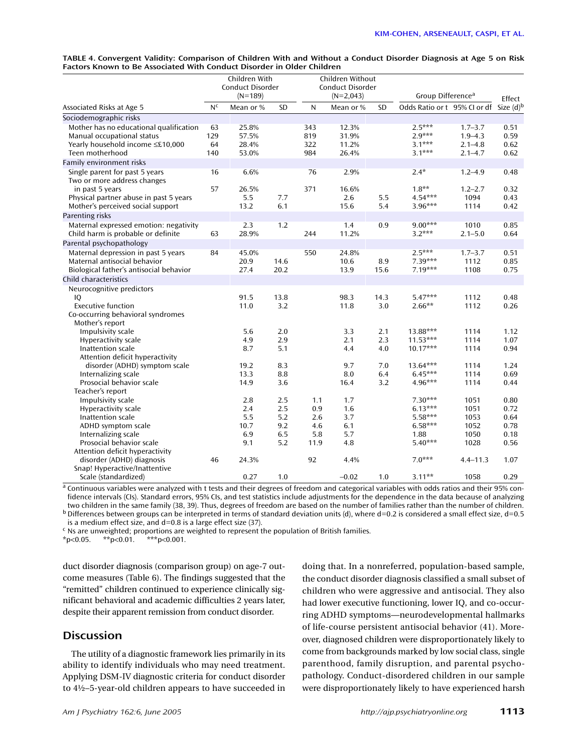**TABLE 4. Convergent Validity: Comparison of Children With and Without a Conduct Disorder Diagnosis at Age 5 on Risk Factors Known to Be Associated With Conduct Disorder in Older Children**

| | Children With Conduct Disorder (N=189) | | | Children Without Conduct Disorder (N=2,043) | | | Group Difference[a] | | |
|---|---|---|---|---|---|---|---|---|---|
| Associated Risks at Age 5 | N[c] | Mean or % | SD | N | Mean or % | SD | Odds Ratio or t | 95% CI or df | Effect Size (d)[b] |
| **Sociodemographic risks** | | | | | | | | | |
| Mother has no educational qualification | 63 | 25.8% | | 343 | 12.3% | | 2.5*** | 1.7–3.7 | 0.51 |
| Manual occupational status | 129 | 57.5% | | 819 | 31.9% | | 2.9*** | 1.9–4.3 | 0.59 |
| Yearly household income ≤£10,000 | 64 | 28.4% | | 322 | 11.2% | | 3.1*** | 2.1–4.8 | 0.62 |
| Teen motherhood | 140 | 53.0% | | 984 | 26.4% | | 3.1*** | 2.1–4.7 | 0.62 |
| **Family environment risks** | | | | | | | | | |
| Single parent for past 5 years | 16 | 6.6% | | 76 | 2.9% | | 2.4* | 1.2–4.9 | 0.48 |
| Two or more address changes in past 5 years | 57 | 26.5% | | 371 | 16.6% | | 1.8** | 1.2–2.7 | 0.32 |
| Physical partner abuse in past 5 years | | 5.5 | 7.7 | | 2.6 | 5.5 | 4.54*** | 1094 | 0.43 |
| Mother's perceived social support | | 13.2 | 6.1 | | 15.6 | 5.4 | 3.96*** | 1114 | 0.42 |
| **Parenting risks** | | | | | | | | | |
| Maternal expressed emotion: negativity | | 2.3 | 1.2 | | 1.4 | 0.9 | 9.00*** | 1010 | 0.85 |
| Child harm is probable or definite | 63 | 28.9% | | 244 | 11.2% | | 3.2*** | 2.1–5.0 | 0.64 |
| **Parental psychopathology** | | | | | | | | | |
| Maternal depression in past 5 years | 84 | 45.0% | | 550 | 24.8% | | 2.5*** | 1.7–3.7 | 0.51 |
| Maternal antisocial behavior | | 20.9 | 14.6 | | 10.6 | 8.9 | 7.39*** | 1112 | 0.85 |
| Biological father's antisocial behavior | | 27.4 | 20.2 | | 13.9 | 15.6 | 7.19*** | 1108 | 0.75 |
| **Child characteristics** | | | | | | | | | |
| Neurocognitive predictors | | | | | | | | | |
| IQ | | 91.5 | 13.8 | | 98.3 | 14.3 | 5.47*** | 1112 | 0.48 |
| Executive function | | 11.0 | 3.2 | | 11.8 | 3.0 | 2.66** | 1112 | 0.26 |
| Co-occurring behavioral syndromes | | | | | | | | | |
| Mother's report | | | | | | | | | |
| Impulsivity scale | | 5.6 | 2.0 | | 3.3 | 2.1 | 13.88*** | 1114 | 1.12 |
| Hyperactivity scale | | 4.9 | 2.9 | | 2.1 | 2.3 | 11.53*** | 1114 | 1.07 |
| Inattention scale | | 8.7 | 5.1 | | 4.4 | 4.0 | 10.17*** | 1114 | 0.94 |
| Attention deficit hyperactivity disorder (ADHD) symptom scale | | 19.2 | 8.3 | | 9.7 | 7.0 | 13.64*** | 1114 | 1.24 |
| Internalizing scale | | 13.3 | 8.8 | | 8.0 | 6.4 | 6.45*** | 1114 | 0.69 |
| Prosocial behavior scale | | 14.9 | 3.6 | | 16.4 | 3.2 | 4.96*** | 1114 | 0.44 |
| Teacher's report | | | | | | | | | |
| Impulsivity scale | | 2.8 | 2.5 | 1.1 | 1.7 | | 7.30*** | 1051 | 0.80 |
| Hyperactivity scale | | 2.4 | 2.5 | 0.9 | 1.6 | | 6.13*** | 1051 | 0.72 |
| Inattention scale | | 5.5 | 5.2 | 2.6 | 3.7 | | 5.58*** | 1053 | 0.64 |
| ADHD symptom scale | | 10.7 | 9.2 | 4.6 | 6.1 | | 6.58*** | 1052 | 0.78 |
| Internalizing scale | | 6.9 | 6.5 | 5.8 | 5.7 | | 1.88 | 1050 | 0.18 |
| Prosocial behavior scale | | 9.1 | 5.2 | 11.9 | 4.8 | | 5.40*** | 1028 | 0.56 |
| Attention deficit hyperactivity disorder (ADHD) diagnosis | 46 | 24.3% | | 92 | 4.4% | | 7.0*** | 4.4–11.3 | 1.07 |
| Snap! Hyperactive/Inattentive Scale (standardized) | | 0.27 | 1.0 | | −0.02 | 1.0 | 3.11** | 1058 | 0.29 |

[a] Continuous variables were analyzed with t tests and their degrees of freedom and categorical variables with odds ratios and their 95% confidence intervals (CIs). Standard errors, 95% CIs, and test statistics include adjustments for the dependence in the data because of analyzing two children in the same family (38, 39). Thus, degrees of freedom are based on the number of families rather than the number of children.

[b] Differences between groups can be interpreted in terms of standard deviation units (d), where d=0.2 is considered a small effect size, d=0.5 is a medium effect size, and d=0.8 is a large effect size (37).

[c] Ns are unweighted; proportions are weighted to represent the population of British families.

*p<0.05. **p<0.01. ***p<0.001.

duct disorder diagnosis (comparison group) on age-7 outcome measures (Table 6). The findings suggested that the "remitted" children continued to experience clinically significant behavioral and academic difficulties 2 years later, despite their apparent remission from conduct disorder.

## Discussion

The utility of a diagnostic framework lies primarily in its ability to identify individuals who may need treatment. Applying DSM-IV diagnostic criteria for conduct disorder to 4½–5-year-old children appears to have succeeded in doing that. In a nonreferred, population-based sample, the conduct disorder diagnosis classified a small subset of children who were aggressive and antisocial. They also had lower executive functioning, lower IQ, and co-occurring ADHD symptoms—neurodevelopmental hallmarks of life-course persistent antisocial behavior (41). Moreover, diagnosed children were disproportionately likely to come from backgrounds marked by low social class, single parenthood, family disruption, and parental psychopathology. Conduct-disordered children in our sample were disproportionately likely to have experienced harsh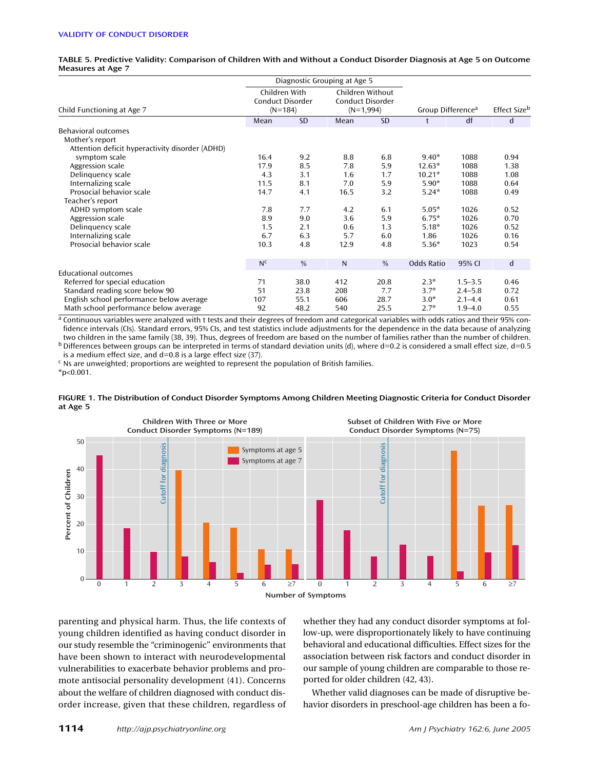**TABLE 5. Predictive Validity: Comparison of Children With and Without a Conduct Disorder Diagnosis at Age 5 on Outcome Measures at Age 7**

| Child Functioning at Age 7 | Children With Conduct Disorder (N=184) | | Children Without Conduct Disorder (N=1,994) | | Group Difference[a] | | Effect Size[b] |
|---|---|---|---|---|---|---|---|
| | Mean | SD | Mean | SD | t | df | d |
| Behavioral outcomes | | | | | | | |
| Mother's report | | | | | | | |
| Attention deficit hyperactivity disorder (ADHD) symptom scale | 16.4 | 9.2 | 8.8 | 6.8 | 9.40* | 1088 | 0.94 |
| Aggression scale | 17.9 | 8.5 | 7.8 | 5.9 | 12.63* | 1088 | 1.38 |
| Delinquency scale | 4.3 | 3.1 | 1.6 | 1.7 | 10.21* | 1088 | 1.08 |
| Internalizing scale | 11.5 | 8.1 | 7.0 | 5.9 | 5.90* | 1088 | 0.64 |
| Prosocial behavior scale | 14.7 | 4.1 | 16.5 | 3.2 | 5.24* | 1088 | 0.49 |
| Teacher's report | | | | | | | |
| ADHD symptom scale | 7.8 | 7.7 | 4.2 | 6.1 | 5.05* | 1026 | 0.52 |
| Aggression scale | 8.9 | 9.0 | 3.6 | 5.9 | 6.75* | 1026 | 0.70 |
| Delinquency scale | 1.5 | 2.1 | 0.6 | 1.3 | 5.18* | 1026 | 0.52 |
| Internalizing scale | 6.7 | 6.3 | 5.7 | 6.0 | 1.86 | 1026 | 0.16 |
| Prosocial behavior scale | 10.3 | 4.8 | 12.9 | 4.8 | 5.36* | 1023 | 0.54 |
| | N[c] | % | N | % | Odds Ratio | 95% CI | d |
| Educational outcomes | | | | | | | |
| Referred for special education | 71 | 38.0 | 412 | 20.8 | 2.3* | 1.5–3.5 | 0.46 |
| Standard reading score below 90 | 51 | 23.8 | 208 | 7.7 | 3.7* | 2.4–5.8 | 0.72 |
| English school performance below average | 107 | 55.1 | 606 | 28.7 | 3.0* | 2.1–4.4 | 0.61 |
| Math school performance below average | 92 | 48.2 | 540 | 25.5 | 2.7* | 1.9–4.0 | 0.55 |

[a] Continuous variables were analyzed with t tests and their degrees of freedom and categorical variables with odds ratios and their 95% confidence intervals (CIs). Standard errors, 95% CIs, and test statistics include adjustments for the dependence in the data because of analyzing two children in the same family (38, 39). Thus, degrees of freedom are based on the number of families rather than the number of children.
[b] Differences between groups can be interpreted in terms of standard deviation units (d), where d=0.2 is considered a small effect size, d=0.5 is a medium effect size, and d=0.8 is a large effect size (37).
[c] Ns are unweighted; proportions are weighted to represent the population of British families.
*p<0.001.

**FIGURE 1. The Distribution of Conduct Disorder Symptoms Among Children Meeting Diagnostic Criteria for Conduct Disorder at Age 5**

parenting and physical harm. Thus, the life contexts of young children identified as having conduct disorder in our study resemble the "criminogenic" environments that have been shown to interact with neurodevelopmental vulnerabilities to exacerbate behavior problems and promote antisocial personality development (41). Concerns about the welfare of children diagnosed with conduct disorder increase, given that these children, regardless of whether they had any conduct disorder symptoms at follow-up, were disproportionately likely to have continuing behavioral and educational difficulties. Effect sizes for the association between risk factors and conduct disorder in our sample of young children are comparable to those reported for older children (42, 43).

Whether valid diagnoses can be made of disruptive behavior disorders in preschool-age children has been a fo-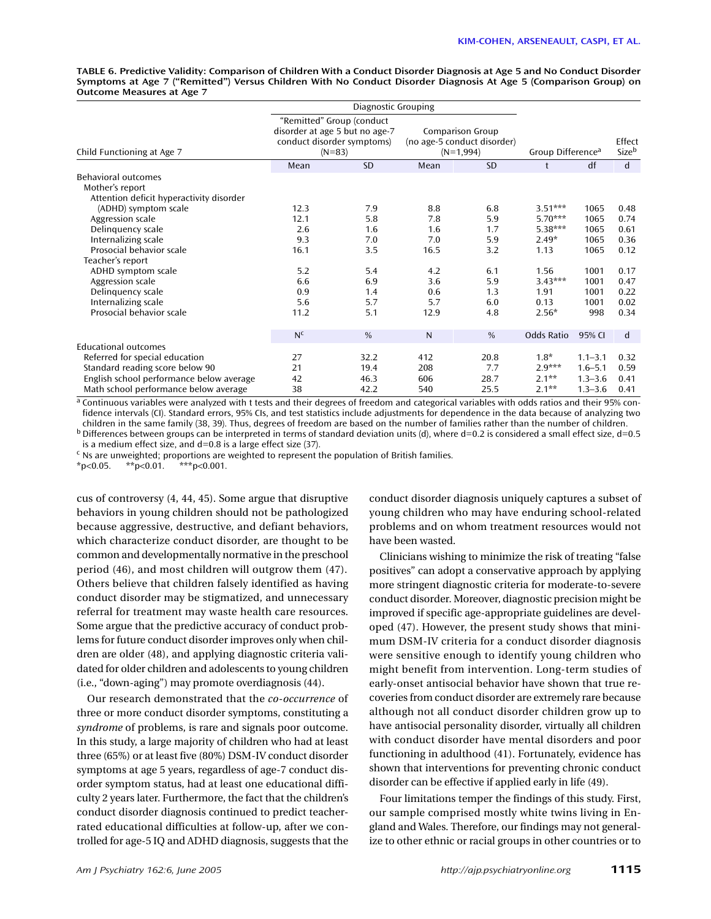**TABLE 6. Predictive Validity: Comparison of Children With a Conduct Disorder Diagnosis at Age 5 and No Conduct Disorder Symptoms at Age 7 ("Remitted") Versus Children With No Conduct Disorder Diagnosis At Age 5 (Comparison Group) on Outcome Measures at Age 7**

| | Diagnostic Grouping | | | | | | |
|---|---|---|---|---|---|---|---|
| Child Functioning at Age 7 | "Remitted" Group (conduct disorder at age 5 but no age-7 conduct disorder symptoms) (N=83) | | Comparison Group (no age-5 conduct disorder) (N=1,994) | | Group Difference[a] | | Effect Size[b] |
| | Mean | SD | Mean | SD | t | df | d |
| Behavioral outcomes | | | | | | | |
| Mother's report | | | | | | | |
| Attention deficit hyperactivity disorder (ADHD) symptom scale | 12.3 | 7.9 | 8.8 | 6.8 | 3.51*** | 1065 | 0.48 |
| Aggression scale | 12.1 | 5.8 | 7.8 | 5.9 | 5.70*** | 1065 | 0.74 |
| Delinquency scale | 2.6 | 1.6 | 1.6 | 1.7 | 5.38*** | 1065 | 0.61 |
| Internalizing scale | 9.3 | 7.0 | 7.0 | 5.9 | 2.49* | 1065 | 0.36 |
| Prosocial behavior scale | 16.1 | 3.5 | 16.5 | 3.2 | 1.13 | 1065 | 0.12 |
| Teacher's report | | | | | | | |
| ADHD symptom scale | 5.2 | 5.4 | 4.2 | 6.1 | 1.56 | 1001 | 0.17 |
| Aggression scale | 6.6 | 6.9 | 3.6 | 5.9 | 3.43*** | 1001 | 0.47 |
| Delinquency scale | 0.9 | 1.4 | 0.6 | 1.3 | 1.91 | 1001 | 0.22 |
| Internalizing scale | 5.6 | 5.7 | 5.7 | 6.0 | 0.13 | 1001 | 0.02 |
| Prosocial behavior scale | 11.2 | 5.1 | 12.9 | 4.8 | 2.56* | 998 | 0.34 |
| | N[c] | % | N | % | Odds Ratio | 95% CI | d |
| Educational outcomes | | | | | | | |
| Referred for special education | 27 | 32.2 | 412 | 20.8 | 1.8* | 1.1–3.1 | 0.32 |
| Standard reading score below 90 | 21 | 19.4 | 208 | 7.7 | 2.9*** | 1.6–5.1 | 0.59 |
| English school performance below average | 42 | 46.3 | 606 | 28.7 | 2.1** | 1.3–3.6 | 0.41 |
| Math school performance below average | 38 | 42.2 | 540 | 25.5 | 2.1** | 1.3–3.6 | 0.41 |

[a] Continuous variables were analyzed with t tests and their degrees of freedom and categorical variables with odds ratios and their 95% confidence intervals (CI). Standard errors, 95% CIs, and test statistics include adjustments for dependence in the data because of analyzing two children in the same family (38, 39). Thus, degrees of freedom are based on the number of families rather than the number of children.
[b] Differences between groups can be interpreted in terms of standard deviation units (d), where d=0.2 is considered a small effect size, d=0.5 is a medium effect size, and d=0.8 is a large effect size (37).
[c] Ns are unweighted; proportions are weighted to represent the population of British families.
*p<0.05. **p<0.01. ***p<0.001.

cus of controversy (4, 44, 45). Some argue that disruptive behaviors in young children should not be pathologized because aggressive, destructive, and defiant behaviors, which characterize conduct disorder, are thought to be common and developmentally normative in the preschool period (46), and most children will outgrow them (47). Others believe that children falsely identified as having conduct disorder may be stigmatized, and unnecessary referral for treatment may waste health care resources. Some argue that the predictive accuracy of conduct problems for future conduct disorder improves only when children are older (48), and applying diagnostic criteria validated for older children and adolescents to young children (i.e., "down-aging") may promote overdiagnosis (44).

Our research demonstrated that the *co-occurrence* of three or more conduct disorder symptoms, constituting a *syndrome* of problems, is rare and signals poor outcome. In this study, a large majority of children who had at least three (65%) or at least five (80%) DSM-IV conduct disorder symptoms at age 5 years, regardless of age-7 conduct disorder symptom status, had at least one educational difficulty 2 years later. Furthermore, the fact that the children's conduct disorder diagnosis continued to predict teacher-rated educational difficulties at follow-up, after we controlled for age-5 IQ and ADHD diagnosis, suggests that the conduct disorder diagnosis uniquely captures a subset of young children who may have enduring school-related problems and on whom treatment resources would not have been wasted.

Clinicians wishing to minimize the risk of treating "false positives" can adopt a conservative approach by applying more stringent diagnostic criteria for moderate-to-severe conduct disorder. Moreover, diagnostic precision might be improved if specific age-appropriate guidelines are developed (47). However, the present study shows that minimum DSM-IV criteria for a conduct disorder diagnosis were sensitive enough to identify young children who might benefit from intervention. Long-term studies of early-onset antisocial behavior have shown that true recoveries from conduct disorder are extremely rare because although not all conduct disorder children grow up to have antisocial personality disorder, virtually all children with conduct disorder have mental disorders and poor functioning in adulthood (41). Fortunately, evidence has shown that interventions for preventing chronic conduct disorder can be effective if applied early in life (49).

Four limitations temper the findings of this study. First, our sample comprised mostly white twins living in England and Wales. Therefore, our findings may not generalize to other ethnic or racial groups in other countries or to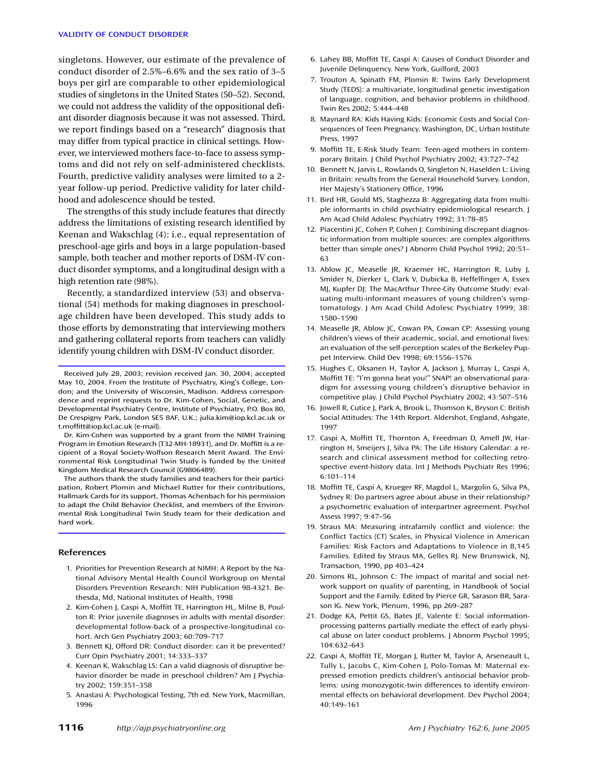singletons. However, our estimate of the prevalence of conduct disorder of 2.5%–6.6% and the sex ratio of 3–5 boys per girl are comparable to other epidemiological studies of singletons in the United States (50–52). Second, we could not address the validity of the oppositional defiant disorder diagnosis because it was not assessed. Third, we report findings based on a "research" diagnosis that may differ from typical practice in clinical settings. However, we interviewed mothers face-to-face to assess symptoms and did not rely on self-administered checklists. Fourth, predictive validity analyses were limited to a 2-year follow-up period. Predictive validity for later childhood and adolescence should be tested.

The strengths of this study include features that directly address the limitations of existing research identified by Keenan and Wakschlag (4): i.e., equal representation of preschool-age girls and boys in a large population-based sample, both teacher and mother reports of DSM-IV conduct disorder symptoms, and a longitudinal design with a high retention rate (98%).

Recently, a standardized interview (53) and observational (54) methods for making diagnoses in preschool-age children have been developed. This study adds to those efforts by demonstrating that interviewing mothers and gathering collateral reports from teachers can validly identify young children with DSM-IV conduct disorder.

Received July 28, 2003; revision received Jan. 30, 2004; accepted May 10, 2004. From the Institute of Psychiatry, King's College, London; and the University of Wisconsin, Madison. Address correspondence and reprint requests to Dr. Kim-Cohen, Social, Genetic, and Developmental Psychiatry Centre, Institute of Psychiatry, P.O. Box 80, De Crespigny Park, London SE5 8AF, U.K.; julia.kim@iop.kcl.ac.uk or t.moffitt@iop.kcl.ac.uk (e-mail).

Dr. Kim-Cohen was supported by a grant from the NIMH Training Program in Emotion Research (T32-MH-18931), and Dr. Moffitt is a recipient of a Royal Society-Wolfson Research Merit Award. The Environmental Risk Longitudinal Twin Study is funded by the United Kingdom Medical Research Council (G9806489).

The authors thank the study families and teachers for their participation, Robert Plomin and Michael Rutter for their contributions, Hallmark Cards for its support, Thomas Achenbach for his permission to adapt the Child Behavior Checklist, and members of the Environmental Risk Longitudinal Twin Study team for their dedication and hard work.

## References

1. Priorities for Prevention Research at NIMH: A Report by the National Advisory Mental Health Council Workgroup on Mental Disorders Prevention Research: NIH Publication 98-4321. Bethesda, Md, National Institutes of Health, 1998
2. Kim-Cohen J, Caspi A, Moffitt TE, Harrington HL, Milne B, Poulton R: Prior juvenile diagnoses in adults with mental disorder: developmental follow-back of a prospective-longitudinal cohort. Arch Gen Psychiatry 2003; 60:709–717
3. Bennett KJ, Offord DR: Conduct disorder: can it be prevented? Curr Opin Psychiatry 2001; 14:333–337
4. Keenan K, Wakschlag LS: Can a valid diagnosis of disruptive behavior disorder be made in preschool children? Am J Psychiatry 2002; 159:351–358
5. Anastasi A: Psychological Testing, 7th ed. New York, Macmillan, 1996
6. Lahey BB, Moffitt TE, Caspi A: Causes of Conduct Disorder and Juvenile Delinquency. New York, Guilford, 2003
7. Trouton A, Spinath FM, Plomin R: Twins Early Development Study (TEDS): a multivariate, longitudinal genetic investigation of language, cognition, and behavior problems in childhood. Twin Res 2002; 5:444–448
8. Maynard RA: Kids Having Kids: Economic Costs and Social Consequences of Teen Pregnancy. Washington, DC, Urban Institute Press, 1997
9. Moffitt TE, E-Risk Study Team: Teen-aged mothers in contemporary Britain. J Child Psychol Psychiatry 2002; 43:727–742
10. Bennett N, Jarvis L, Rowlands O, Singleton N, Haselden L: Living in Britain: results from the General Household Survey. London, Her Majesty's Stationery Office, 1996
11. Bird HR, Gould MS, Staghezza B: Aggregating data from multiple informants in child psychiatry epidemiological research. J Am Acad Child Adolesc Psychiatry 1992; 31:78–85
12. Piacentini JC, Cohen P, Cohen J: Combining discrepant diagnostic information from multiple sources: are complex algorithms better than simple ones? J Abnorm Child Psychol 1992; 20:51–63
13. Ablow JC, Measelle JR, Kraemer HC, Harrington R, Luby J, Smider N, Dierker L, Clark V, Dubicka B, Heffelfinger A, Essex MJ, Kupfer DJ: The MacArthur Three-City Outcome Study: evaluating multi-informant measures of young children's symptomatology. J Am Acad Child Adolesc Psychiatry 1999; 38: 1580–1590
14. Measelle JR, Ablow JC, Cowan PA, Cowan CP: Assessing young children's views of their academic, social, and emotional lives: an evaluation of the self-perception scales of the Berkeley Puppet Interview. Child Dev 1998; 69:1556–1576
15. Hughes C, Oksanen H, Taylor A, Jackson J, Murray L, Caspi A, Moffitt TE: "I'm gonna beat you!" SNAP! an observational paradigm for assessing young children's disruptive behavior in competitive play. J Child Psychol Psychiatry 2002; 43:507–516
16. Jowell R, Cutice J, Park A, Brook L, Thomson K, Bryson C: British Social Attitudes: The 14th Report. Aldershot, England, Ashgate, 1997
17. Caspi A, Moffitt TE, Thornton A, Freedman D, Amell JW, Harrington H, Smeijers J, Silva PA: The Life History Calendar: a research and clinical assessment method for collecting retrospective event-history data. Int J Methods Psychiatr Res 1996; 6:101–114
18. Moffitt TE, Caspi A, Krueger RF, Magdol L, Margolin G, Silva PA, Sydney R: Do partners agree about abuse in their relationship? a psychometric evaluation of interpartner agreement. Psychol Assess 1997; 9:47–56
19. Straus MA: Measuring intrafamily conflict and violence: the Conflict Tactics (CT) Scales, in Physical Violence in American Families: Risk Factors and Adaptations to Violence in 8,145 Families. Edited by Straus MA, Gelles RJ. New Brunswick, NJ, Transaction, 1990, pp 403–424
20. Simons RL, Johnson C: The impact of marital and social network support on quality of parenting, in Handbook of Social Support and the Family. Edited by Pierce GR, Sarason BR, Sarason IG. New York, Plenum, 1996, pp 269–287
21. Dodge KA, Pettit GS, Bates JE, Valente E: Social information-processing patterns partially mediate the effect of early physical abuse on later conduct problems. J Abnorm Psychol 1995; 104:632–643
22. Caspi A, Moffitt TE, Morgan J, Rutter M, Taylor A, Arseneault L, Tully L, Jacobs C, Kim-Cohen J, Polo-Tomas M: Maternal expressed emotion predicts children's antisocial behavior problems: using monozygotic-twin differences to identify environmental effects on behavioral development. Dev Psychol 2004; 40:149–161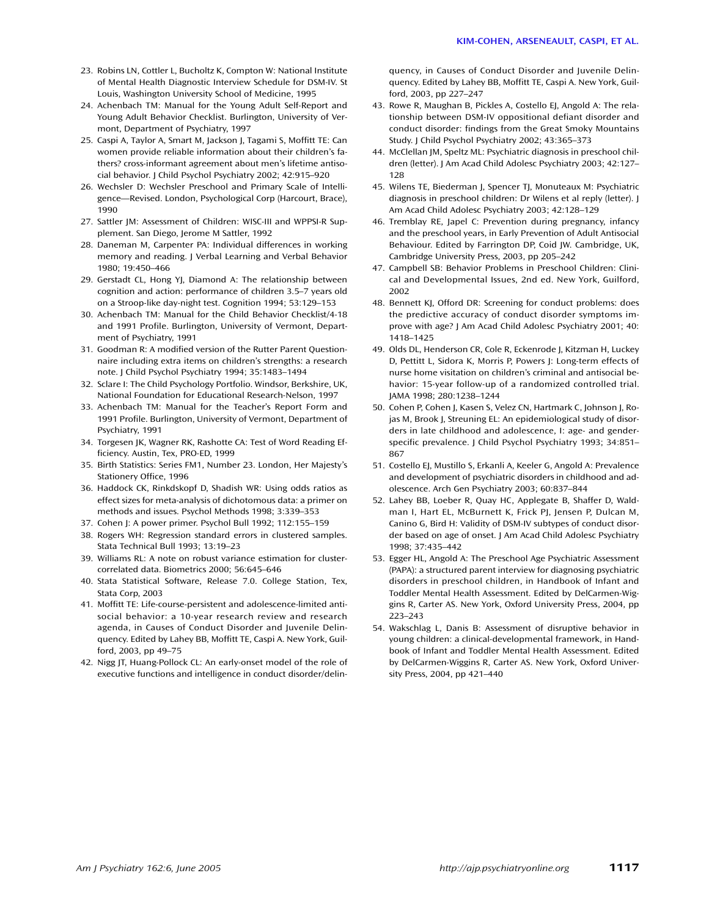23. Robins LN, Cottler L, Bucholtz K, Compton W: National Institute of Mental Health Diagnostic Interview Schedule for DSM-IV. St Louis, Washington University School of Medicine, 1995
24. Achenbach TM: Manual for the Young Adult Self-Report and Young Adult Behavior Checklist. Burlington, University of Vermont, Department of Psychiatry, 1997
25. Caspi A, Taylor A, Smart M, Jackson J, Tagami S, Moffitt TE: Can women provide reliable information about their children's fathers? cross-informant agreement about men's lifetime antisocial behavior. J Child Psychol Psychiatry 2002; 42:915–920
26. Wechsler D: Wechsler Preschool and Primary Scale of Intelligence—Revised. London, Psychological Corp (Harcourt, Brace), 1990
27. Sattler JM: Assessment of Children: WISC-III and WPPSI-R Supplement. San Diego, Jerome M Sattler, 1992
28. Daneman M, Carpenter PA: Individual differences in working memory and reading. J Verbal Learning and Verbal Behavior 1980; 19:450–466
29. Gerstadt CL, Hong YJ, Diamond A: The relationship between cognition and action: performance of children 3.5–7 years old on a Stroop-like day-night test. Cognition 1994; 53:129–153
30. Achenbach TM: Manual for the Child Behavior Checklist/4-18 and 1991 Profile. Burlington, University of Vermont, Department of Psychiatry, 1991
31. Goodman R: A modified version of the Rutter Parent Questionnaire including extra items on children's strengths: a research note. J Child Psychol Psychiatry 1994; 35:1483–1494
32. Sclare I: The Child Psychology Portfolio. Windsor, Berkshire, UK, National Foundation for Educational Research-Nelson, 1997
33. Achenbach TM: Manual for the Teacher's Report Form and 1991 Profile. Burlington, University of Vermont, Department of Psychiatry, 1991
34. Torgesen JK, Wagner RK, Rashotte CA: Test of Word Reading Efficiency. Austin, Tex, PRO-ED, 1999
35. Birth Statistics: Series FM1, Number 23. London, Her Majesty's Stationery Office, 1996
36. Haddock CK, Rinkdskopf D, Shadish WR: Using odds ratios as effect sizes for meta-analysis of dichotomous data: a primer on methods and issues. Psychol Methods 1998; 3:339–353
37. Cohen J: A power primer. Psychol Bull 1992; 112:155–159
38. Rogers WH: Regression standard errors in clustered samples. Stata Technical Bull 1993; 13:19–23
39. Williams RL: A note on robust variance estimation for cluster-correlated data. Biometrics 2000; 56:645–646
40. Stata Statistical Software, Release 7.0. College Station, Tex, Stata Corp, 2003
41. Moffitt TE: Life-course-persistent and adolescence-limited antisocial behavior: a 10-year research review and research agenda, in Causes of Conduct Disorder and Juvenile Delinquency. Edited by Lahey BB, Moffitt TE, Caspi A. New York, Guilford, 2003, pp 49–75
42. Nigg JT, Huang-Pollock CL: An early-onset model of the role of executive functions and intelligence in conduct disorder/delinquency, in Causes of Conduct Disorder and Juvenile Delinquency. Edited by Lahey BB, Moffitt TE, Caspi A. New York, Guilford, 2003, pp 227–247
43. Rowe R, Maughan B, Pickles A, Costello EJ, Angold A: The relationship between DSM-IV oppositional defiant disorder and conduct disorder: findings from the Great Smoky Mountains Study. J Child Psychol Psychiatry 2002; 43:365–373
44. McClellan JM, Speltz ML: Psychiatric diagnosis in preschool children (letter). J Am Acad Child Adolesc Psychiatry 2003; 42:127–128
45. Wilens TE, Biederman J, Spencer TJ, Monuteaux M: Psychiatric diagnosis in preschool children: Dr Wilens et al reply (letter). J Am Acad Child Adolesc Psychiatry 2003; 42:128–129
46. Tremblay RE, Japel C: Prevention during pregnancy, infancy and the preschool years, in Early Prevention of Adult Antisocial Behaviour. Edited by Farrington DP, Coid JW. Cambridge, UK, Cambridge University Press, 2003, pp 205–242
47. Campbell SB: Behavior Problems in Preschool Children: Clinical and Developmental Issues, 2nd ed. New York, Guilford, 2002
48. Bennett KJ, Offord DR: Screening for conduct problems: does the predictive accuracy of conduct disorder symptoms improve with age? J Am Acad Child Adolesc Psychiatry 2001; 40:1418–1425
49. Olds DL, Henderson CR, Cole R, Eckenrode J, Kitzman H, Luckey D, Pettitt L, Sidora K, Morris P, Powers J: Long-term effects of nurse home visitation on children's criminal and antisocial behavior: 15-year follow-up of a randomized controlled trial. JAMA 1998; 280:1238–1244
50. Cohen P, Cohen J, Kasen S, Velez CN, Hartmark C, Johnson J, Rojas M, Brook J, Streuning EL: An epidemiological study of disorders in late childhood and adolescence, I: age- and gender-specific prevalence. J Child Psychol Psychiatry 1993; 34:851–867
51. Costello EJ, Mustillo S, Erkanli A, Keeler G, Angold A: Prevalence and development of psychiatric disorders in childhood and adolescence. Arch Gen Psychiatry 2003; 60:837–844
52. Lahey BB, Loeber R, Quay HC, Applegate B, Shaffer D, Waldman I, Hart EL, McBurnett K, Frick PJ, Jensen P, Dulcan M, Canino G, Bird H: Validity of DSM-IV subtypes of conduct disorder based on age of onset. J Am Acad Child Adolesc Psychiatry 1998; 37:435–442
53. Egger HL, Angold A: The Preschool Age Psychiatric Assessment (PAPA): a structured parent interview for diagnosing psychiatric disorders in preschool children, in Handbook of Infant and Toddler Mental Health Assessment. Edited by DelCarmen-Wiggins R, Carter AS. New York, Oxford University Press, 2004, pp 223–243
54. Wakschlag L, Danis B: Assessment of disruptive behavior in young children: a clinical-developmental framework, in Handbook of Infant and Toddler Mental Health Assessment. Edited by DelCarmen-Wiggins R, Carter AS. New York, Oxford University Press, 2004, pp 421–440